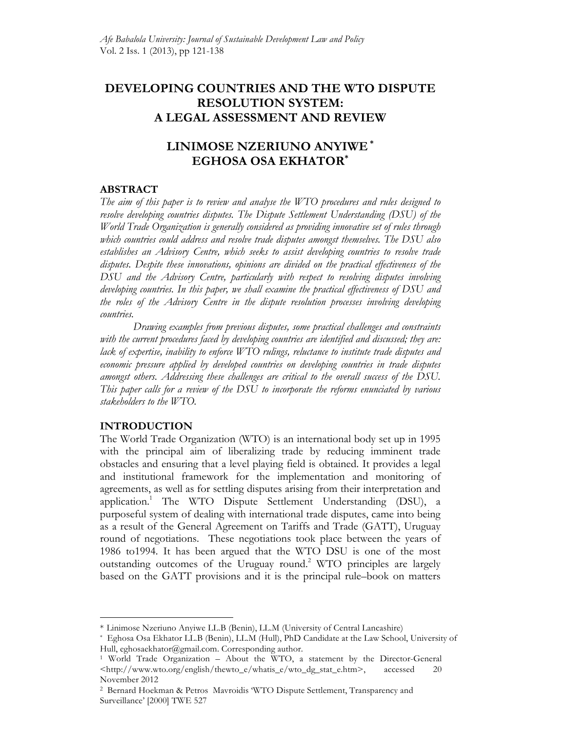# DEVELOPING COUNTRIES AND THE WTO DISPUTE RESOLUTION SYSTEM: A LEGAL ASSESSMENT AND REVIEW

**LINIMOSE NZERIUNO ANYIWE** *
**EGHOSA OSA EKHATOR***

## ABSTRACT

*The aim of this paper is to review and analyse the WTO procedures and rules designed to resolve developing countries disputes. The Dispute Settlement Understanding (DSU) of the World Trade Organization is generally considered as providing innovative set of rules through which countries could address and resolve trade disputes amongst themselves. The DSU also establishes an Advisory Centre, which seeks to assist developing countries to resolve trade disputes. Despite these innovations, opinions are divided on the practical effectiveness of the DSU and the Advisory Centre, particularly with respect to resolving disputes involving developing countries. In this paper, we shall examine the practical effectiveness of DSU and the roles of the Advisory Centre in the dispute resolution processes involving developing countries.*

*Drawing examples from previous disputes, some practical challenges and constraints with the current procedures faced by developing countries are identified and discussed; they are: lack of expertise, inability to enforce WTO rulings, reluctance to institute trade disputes and economic pressure applied by developed countries on developing countries in trade disputes amongst others. Addressing these challenges are critical to the overall success of the DSU. This paper calls for a review of the DSU to incorporate the reforms enunciated by various stakeholders to the WTO.*

## INTRODUCTION

The World Trade Organization (WTO) is an international body set up in 1995 with the principal aim of liberalizing trade by reducing imminent trade obstacles and ensuring that a level playing field is obtained. It provides a legal and institutional framework for the implementation and monitoring of agreements, as well as for settling disputes arising from their interpretation and application.[1] The WTO Dispute Settlement Understanding (DSU), a purposeful system of dealing with international trade disputes, came into being as a result of the General Agreement on Tariffs and Trade (GATT), Uruguay round of negotiations. These negotiations took place between the years of 1986 to1994. It has been argued that the WTO DSU is one of the most outstanding outcomes of the Uruguay round.[2] WTO principles are largely based on the GATT provisions and it is the principal rule–book on matters

---

* Linimose Nzeriuno Anyiwe LL.B (Benin), LL.M (University of Central Lancashire)

* Eghosa Osa Ekhator LL.B (Benin), LL.M (Hull), PhD Candidate at the Law School, University of Hull, eghosaekhator@gmail.com. Corresponding author.

[1] World Trade Organization – About the WTO, a statement by the Director-General <http://www.wto.org/english/thewto_e/whatis_e/wto_dg_stat_e.htm>, accessed 20 November 2012

[2] Bernard Hoekman & Petros Mavroidis 'WTO Dispute Settlement, Transparency and Surveillance' [2000] TWE 527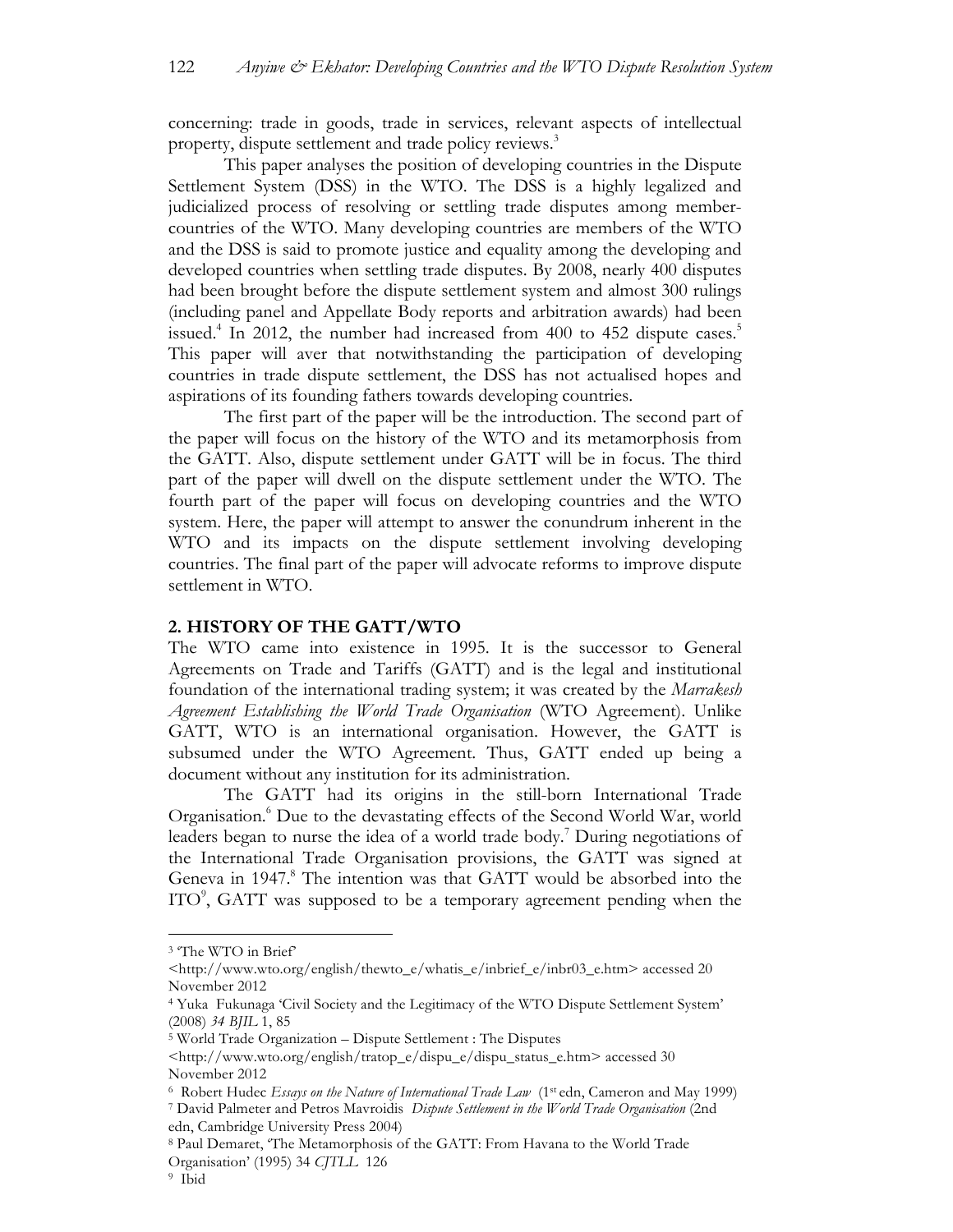concerning: trade in goods, trade in services, relevant aspects of intellectual property, dispute settlement and trade policy reviews.[3]

This paper analyses the position of developing countries in the Dispute Settlement System (DSS) in the WTO. The DSS is a highly legalized and judicialized process of resolving or settling trade disputes among member-countries of the WTO. Many developing countries are members of the WTO and the DSS is said to promote justice and equality among the developing and developed countries when settling trade disputes. By 2008, nearly 400 disputes had been brought before the dispute settlement system and almost 300 rulings (including panel and Appellate Body reports and arbitration awards) had been issued.[4] In 2012, the number had increased from 400 to 452 dispute cases.[5] This paper will aver that notwithstanding the participation of developing countries in trade dispute settlement, the DSS has not actualised hopes and aspirations of its founding fathers towards developing countries.

The first part of the paper will be the introduction. The second part of the paper will focus on the history of the WTO and its metamorphosis from the GATT. Also, dispute settlement under GATT will be in focus. The third part of the paper will dwell on the dispute settlement under the WTO. The fourth part of the paper will focus on developing countries and the WTO system. Here, the paper will attempt to answer the conundrum inherent in the WTO and its impacts on the dispute settlement involving developing countries. The final part of the paper will advocate reforms to improve dispute settlement in WTO.

## 2. HISTORY OF THE GATT/WTO

The WTO came into existence in 1995. It is the successor to General Agreements on Trade and Tariffs (GATT) and is the legal and institutional foundation of the international trading system; it was created by the *Marrakesh Agreement Establishing the World Trade Organisation* (WTO Agreement). Unlike GATT, WTO is an international organisation. However, the GATT is subsumed under the WTO Agreement. Thus, GATT ended up being a document without any institution for its administration.

The GATT had its origins in the still-born International Trade Organisation.[6] Due to the devastating effects of the Second World War, world leaders began to nurse the idea of a world trade body.[7] During negotiations of the International Trade Organisation provisions, the GATT was signed at Geneva in 1947.[8] The intention was that GATT would be absorbed into the ITO[9], GATT was supposed to be a temporary agreement pending when the

---

[3] 'The WTO in Brief' <http://www.wto.org/english/thewto_e/whatis_e/inbrief_e/inbr03_e.htm> accessed 20 November 2012

[4] Yuka Fukunaga 'Civil Society and the Legitimacy of the WTO Dispute Settlement System' (2008) *34 BJIL* 1, 85

[5] World Trade Organization – Dispute Settlement : The Disputes <http://www.wto.org/english/tratop_e/dispu_e/dispu_status_e.htm> accessed 30 November 2012

[6] Robert Hudec *Essays on the Nature of International Trade Law* (1st edn, Cameron and May 1999)

[7] David Palmeter and Petros Mavroidis *Dispute Settlement in the World Trade Organisation* (2nd edn, Cambridge University Press 2004)

[8] Paul Demaret, 'The Metamorphosis of the GATT: From Havana to the World Trade Organisation' (1995) 34 *CJTLL* 126

[9] Ibid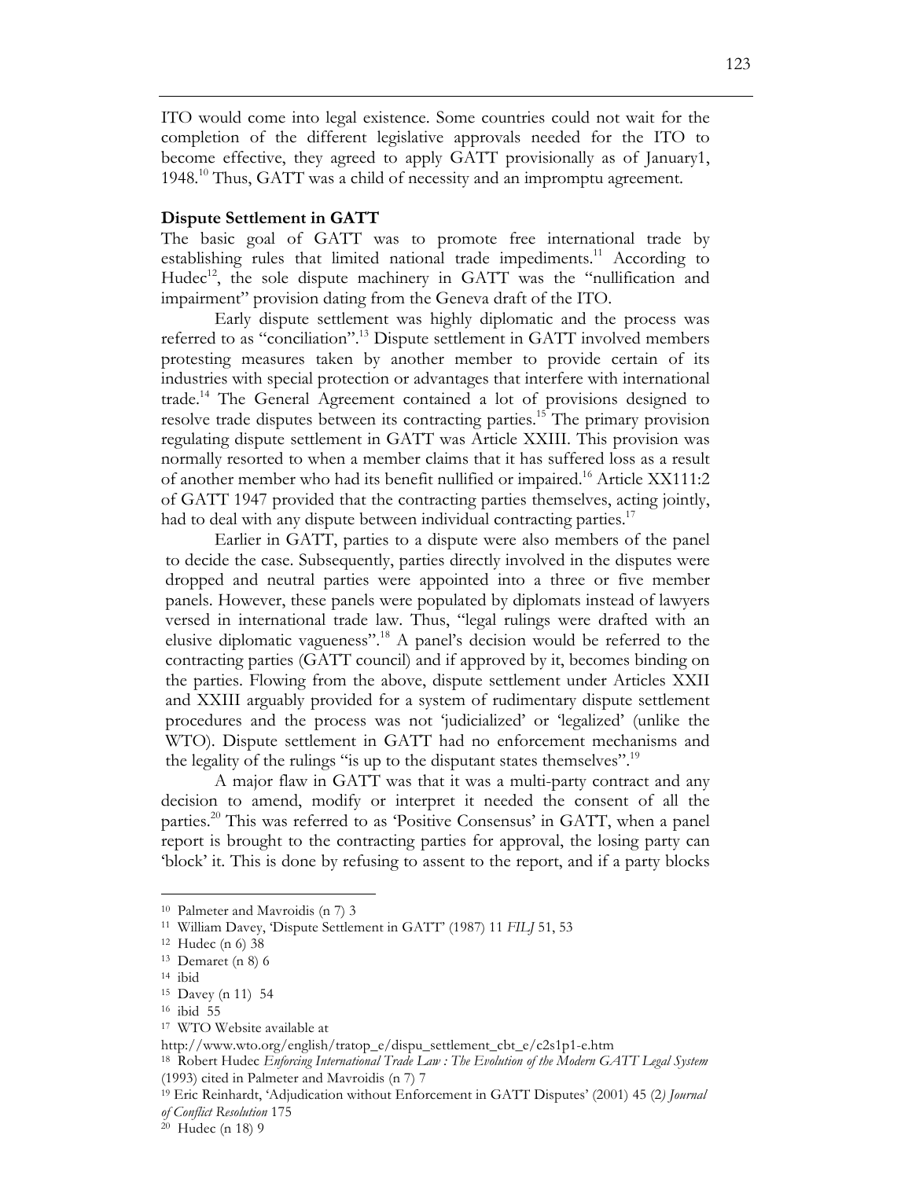ITO would come into legal existence. Some countries could not wait for the completion of the different legislative approvals needed for the ITO to become effective, they agreed to apply GATT provisionally as of January1, 1948.[10] Thus, GATT was a child of necessity and an impromptu agreement.

**Dispute Settlement in GATT**

The basic goal of GATT was to promote free international trade by establishing rules that limited national trade impediments.[11] According to Hudec[12], the sole dispute machinery in GATT was the "nullification and impairment" provision dating from the Geneva draft of the ITO.

Early dispute settlement was highly diplomatic and the process was referred to as "conciliation".[13] Dispute settlement in GATT involved members protesting measures taken by another member to provide certain of its industries with special protection or advantages that interfere with international trade.[14] The General Agreement contained a lot of provisions designed to resolve trade disputes between its contracting parties.[15] The primary provision regulating dispute settlement in GATT was Article XXIII. This provision was normally resorted to when a member claims that it has suffered loss as a result of another member who had its benefit nullified or impaired.[16] Article XX111:2 of GATT 1947 provided that the contracting parties themselves, acting jointly, had to deal with any dispute between individual contracting parties.[17]

Earlier in GATT, parties to a dispute were also members of the panel to decide the case. Subsequently, parties directly involved in the disputes were dropped and neutral parties were appointed into a three or five member panels. However, these panels were populated by diplomats instead of lawyers versed in international trade law. Thus, "legal rulings were drafted with an elusive diplomatic vagueness".[18] A panel's decision would be referred to the contracting parties (GATT council) and if approved by it, becomes binding on the parties. Flowing from the above, dispute settlement under Articles XXII and XXIII arguably provided for a system of rudimentary dispute settlement procedures and the process was not 'judicialized' or 'legalized' (unlike the WTO). Dispute settlement in GATT had no enforcement mechanisms and the legality of the rulings "is up to the disputant states themselves".[19]

A major flaw in GATT was that it was a multi-party contract and any decision to amend, modify or interpret it needed the consent of all the parties.[20] This was referred to as 'Positive Consensus' in GATT, when a panel report is brought to the contracting parties for approval, the losing party can 'block' it. This is done by refusing to assent to the report, and if a party blocks

---

[10] Palmeter and Mavroidis (n 7) 3

[11] William Davey, 'Dispute Settlement in GATT' (1987) 11 *FILJ* 51, 53

[12] Hudec (n 6) 38

[13] Demaret (n 8) 6

[14] ibid

[15] Davey (n 11) 54

[16] ibid 55

[17] WTO Website available at http://www.wto.org/english/tratop_e/dispu_settlement_cbt_e/c2s1p1-e.htm

[18] Robert Hudec *Enforcing International Trade Law : The Evolution of the Modern GATT Legal System* (1993) cited in Palmeter and Mavroidis (n 7) 7

[19] Eric Reinhardt, 'Adjudication without Enforcement in GATT Disputes' (2001) 45 (2*) Journal of Conflict Resolution* 175

[20] Hudec (n 18) 9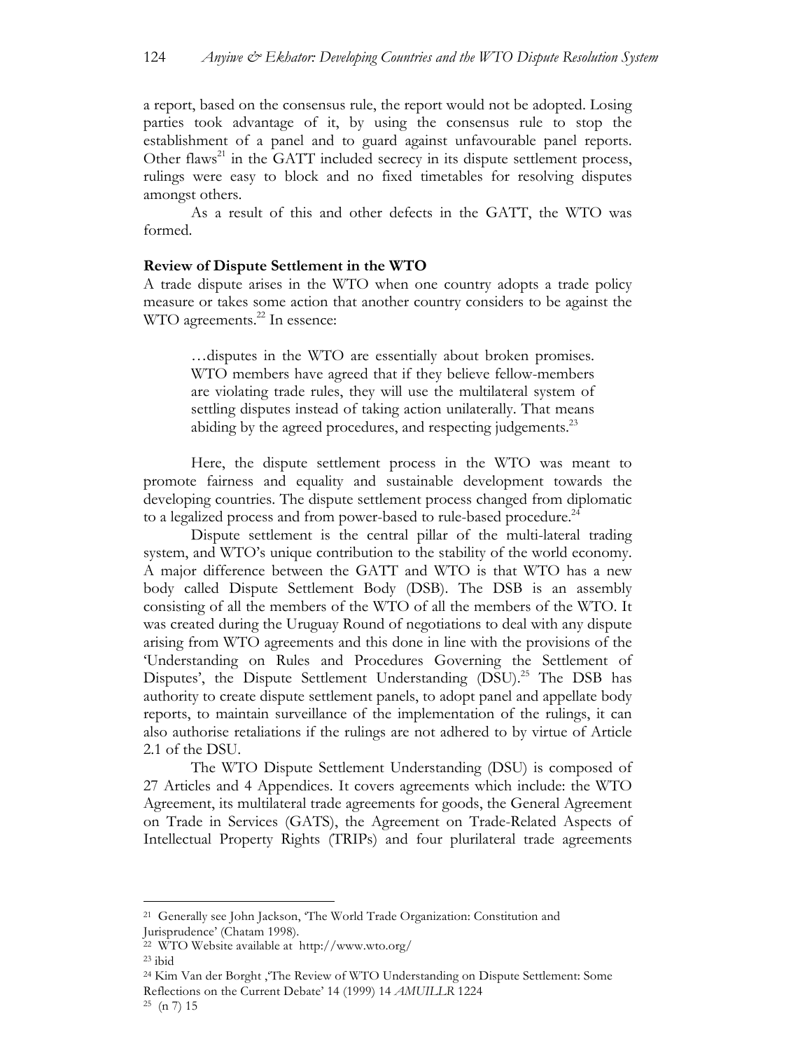a report, based on the consensus rule, the report would not be adopted. Losing parties took advantage of it, by using the consensus rule to stop the establishment of a panel and to guard against unfavourable panel reports. Other flaws[21] in the GATT included secrecy in its dispute settlement process, rulings were easy to block and no fixed timetables for resolving disputes amongst others.

As a result of this and other defects in the GATT, the WTO was formed.

**Review of Dispute Settlement in the WTO**

A trade dispute arises in the WTO when one country adopts a trade policy measure or takes some action that another country considers to be against the WTO agreements.[22] In essence:

> …disputes in the WTO are essentially about broken promises. WTO members have agreed that if they believe fellow-members are violating trade rules, they will use the multilateral system of settling disputes instead of taking action unilaterally. That means abiding by the agreed procedures, and respecting judgements.[23]

Here, the dispute settlement process in the WTO was meant to promote fairness and equality and sustainable development towards the developing countries. The dispute settlement process changed from diplomatic to a legalized process and from power-based to rule-based procedure.[24]

Dispute settlement is the central pillar of the multi-lateral trading system, and WTO's unique contribution to the stability of the world economy. A major difference between the GATT and WTO is that WTO has a new body called Dispute Settlement Body (DSB). The DSB is an assembly consisting of all the members of the WTO of all the members of the WTO. It was created during the Uruguay Round of negotiations to deal with any dispute arising from WTO agreements and this done in line with the provisions of the 'Understanding on Rules and Procedures Governing the Settlement of Disputes', the Dispute Settlement Understanding (DSU).[25] The DSB has authority to create dispute settlement panels, to adopt panel and appellate body reports, to maintain surveillance of the implementation of the rulings, it can also authorise retaliations if the rulings are not adhered to by virtue of Article 2.1 of the DSU.

The WTO Dispute Settlement Understanding (DSU) is composed of 27 Articles and 4 Appendices. It covers agreements which include: the WTO Agreement, its multilateral trade agreements for goods, the General Agreement on Trade in Services (GATS), the Agreement on Trade-Related Aspects of Intellectual Property Rights (TRIPs) and four plurilateral trade agreements

---

[21] Generally see John Jackson, 'The World Trade Organization: Constitution and Jurisprudence' (Chatam 1998).

[22] WTO Website available at http://www.wto.org/

[23] ibid

[24] Kim Van der Borght ,'The Review of WTO Understanding on Dispute Settlement: Some Reflections on the Current Debate' 14 (1999) 14 *AMUILLR* 1224

[25] (n 7) 15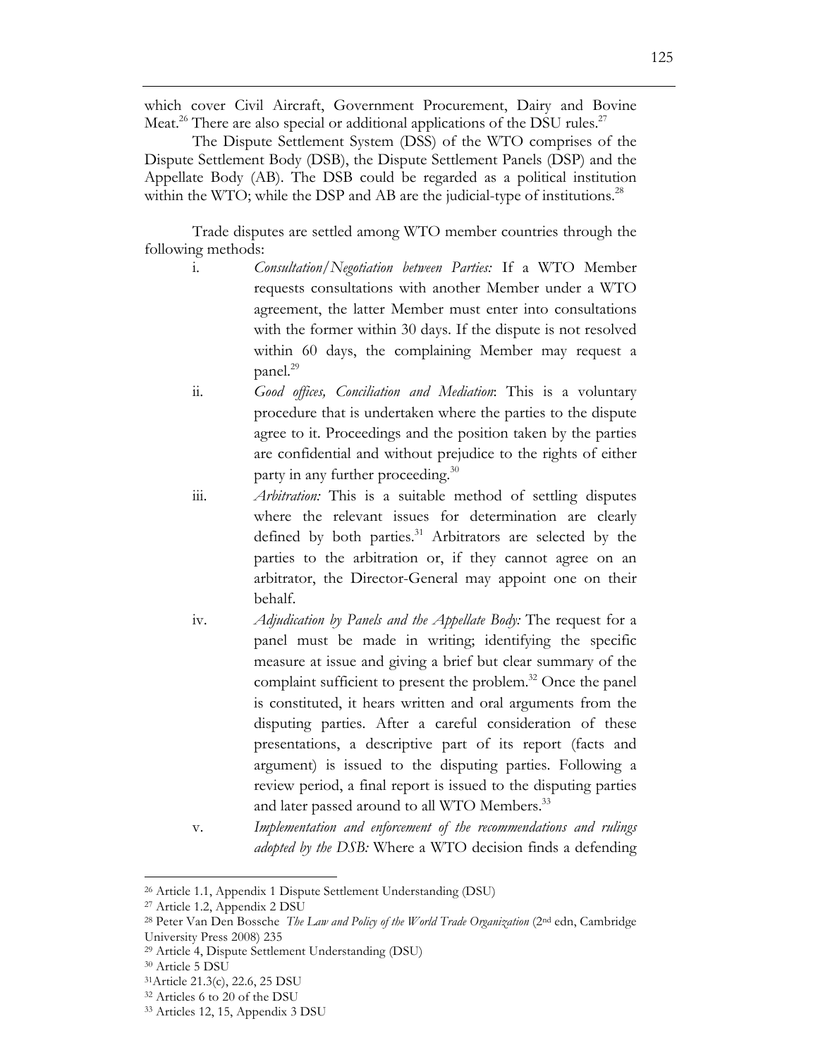which cover Civil Aircraft, Government Procurement, Dairy and Bovine Meat.[26] There are also special or additional applications of the DSU rules.[27]

The Dispute Settlement System (DSS) of the WTO comprises of the Dispute Settlement Body (DSB), the Dispute Settlement Panels (DSP) and the Appellate Body (AB). The DSB could be regarded as a political institution within the WTO; while the DSP and AB are the judicial-type of institutions.[28]

Trade disputes are settled among WTO member countries through the following methods:

i. *Consultation/Negotiation between Parties:* If a WTO Member requests consultations with another Member under a WTO agreement, the latter Member must enter into consultations with the former within 30 days. If the dispute is not resolved within 60 days, the complaining Member may request a panel.[29]

ii. *Good offices, Conciliation and Mediation*: This is a voluntary procedure that is undertaken where the parties to the dispute agree to it. Proceedings and the position taken by the parties are confidential and without prejudice to the rights of either party in any further proceeding.[30]

iii. *Arbitration:* This is a suitable method of settling disputes where the relevant issues for determination are clearly defined by both parties.[31] Arbitrators are selected by the parties to the arbitration or, if they cannot agree on an arbitrator, the Director-General may appoint one on their behalf.

iv. *Adjudication by Panels and the Appellate Body:* The request for a panel must be made in writing; identifying the specific measure at issue and giving a brief but clear summary of the complaint sufficient to present the problem.[32] Once the panel is constituted, it hears written and oral arguments from the disputing parties. After a careful consideration of these presentations, a descriptive part of its report (facts and argument) is issued to the disputing parties. Following a review period, a final report is issued to the disputing parties and later passed around to all WTO Members.[33]

v. *Implementation and enforcement of the recommendations and rulings adopted by the DSB:* Where a WTO decision finds a defending

---

[26] Article 1.1, Appendix 1 Dispute Settlement Understanding (DSU)

[27] Article 1.2, Appendix 2 DSU

[28] Peter Van Den Bossche *The Law and Policy of the World Trade Organization* (2nd edn, Cambridge University Press 2008) 235

[29] Article 4, Dispute Settlement Understanding (DSU)

[30] Article 5 DSU

[31] Article 21.3(c), 22.6, 25 DSU

[32] Articles 6 to 20 of the DSU

[33] Articles 12, 15, Appendix 3 DSU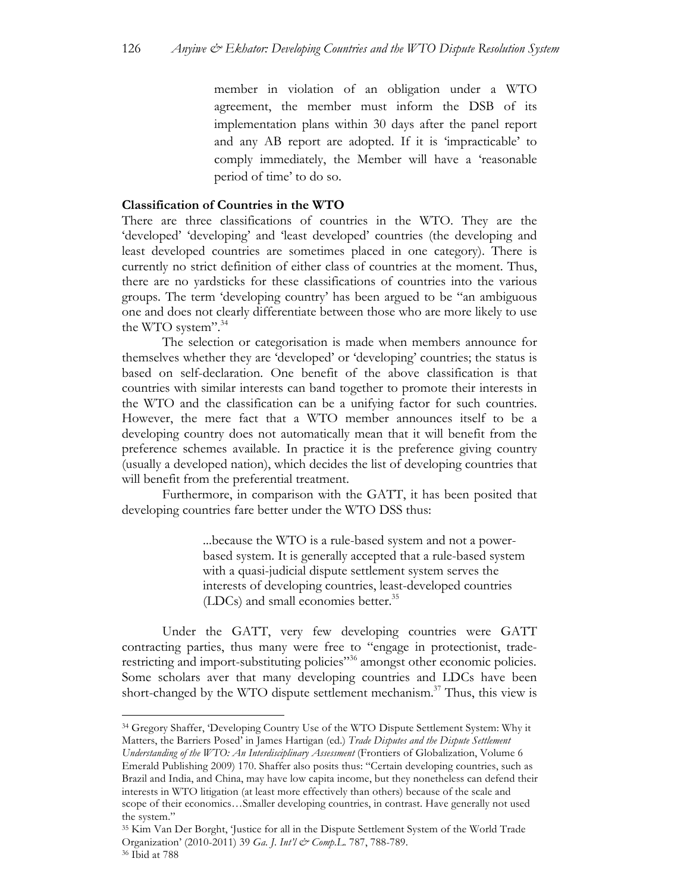> member in violation of an obligation under a WTO agreement, the member must inform the DSB of its implementation plans within 30 days after the panel report and any AB report are adopted. If it is 'impracticable' to comply immediately, the Member will have a 'reasonable period of time' to do so.

**Classification of Countries in the WTO**

There are three classifications of countries in the WTO. They are the 'developed' 'developing' and 'least developed' countries (the developing and least developed countries are sometimes placed in one category). There is currently no strict definition of either class of countries at the moment. Thus, there are no yardsticks for these classifications of countries into the various groups. The term 'developing country' has been argued to be "an ambiguous one and does not clearly differentiate between those who are more likely to use the WTO system".[34]

The selection or categorisation is made when members announce for themselves whether they are 'developed' or 'developing' countries; the status is based on self-declaration. One benefit of the above classification is that countries with similar interests can band together to promote their interests in the WTO and the classification can be a unifying factor for such countries. However, the mere fact that a WTO member announces itself to be a developing country does not automatically mean that it will benefit from the preference schemes available. In practice it is the preference giving country (usually a developed nation), which decides the list of developing countries that will benefit from the preferential treatment.

Furthermore, in comparison with the GATT, it has been posited that developing countries fare better under the WTO DSS thus:

> ...because the WTO is a rule-based system and not a power-based system. It is generally accepted that a rule-based system with a quasi-judicial dispute settlement system serves the interests of developing countries, least-developed countries (LDCs) and small economies better.[35]

Under the GATT, very few developing countries were GATT contracting parties, thus many were free to "engage in protectionist, trade-restricting and import-substituting policies"[36] amongst other economic policies. Some scholars aver that many developing countries and LDCs have been short-changed by the WTO dispute settlement mechanism.[37] Thus, this view is

---

[34] Gregory Shaffer, 'Developing Country Use of the WTO Dispute Settlement System: Why it Matters, the Barriers Posed' in James Hartigan (ed.) *Trade Disputes and the Dispute Settlement Understanding of the WTO: An Interdisciplinary Assessment* (Frontiers of Globalization, Volume 6 Emerald Publishing 2009) 170. Shaffer also posits thus: "Certain developing countries, such as Brazil and India, and China, may have low capita income, but they nonetheless can defend their interests in WTO litigation (at least more effectively than others) because of the scale and scope of their economics…Smaller developing countries, in contrast. Have generally not used the system."

[35] Kim Van Der Borght, 'Justice for all in the Dispute Settlement System of the World Trade Organization' (2010-2011) 39 *Ga. J. Int'l & Comp.L.* 787, 788-789.

[36] Ibid at 788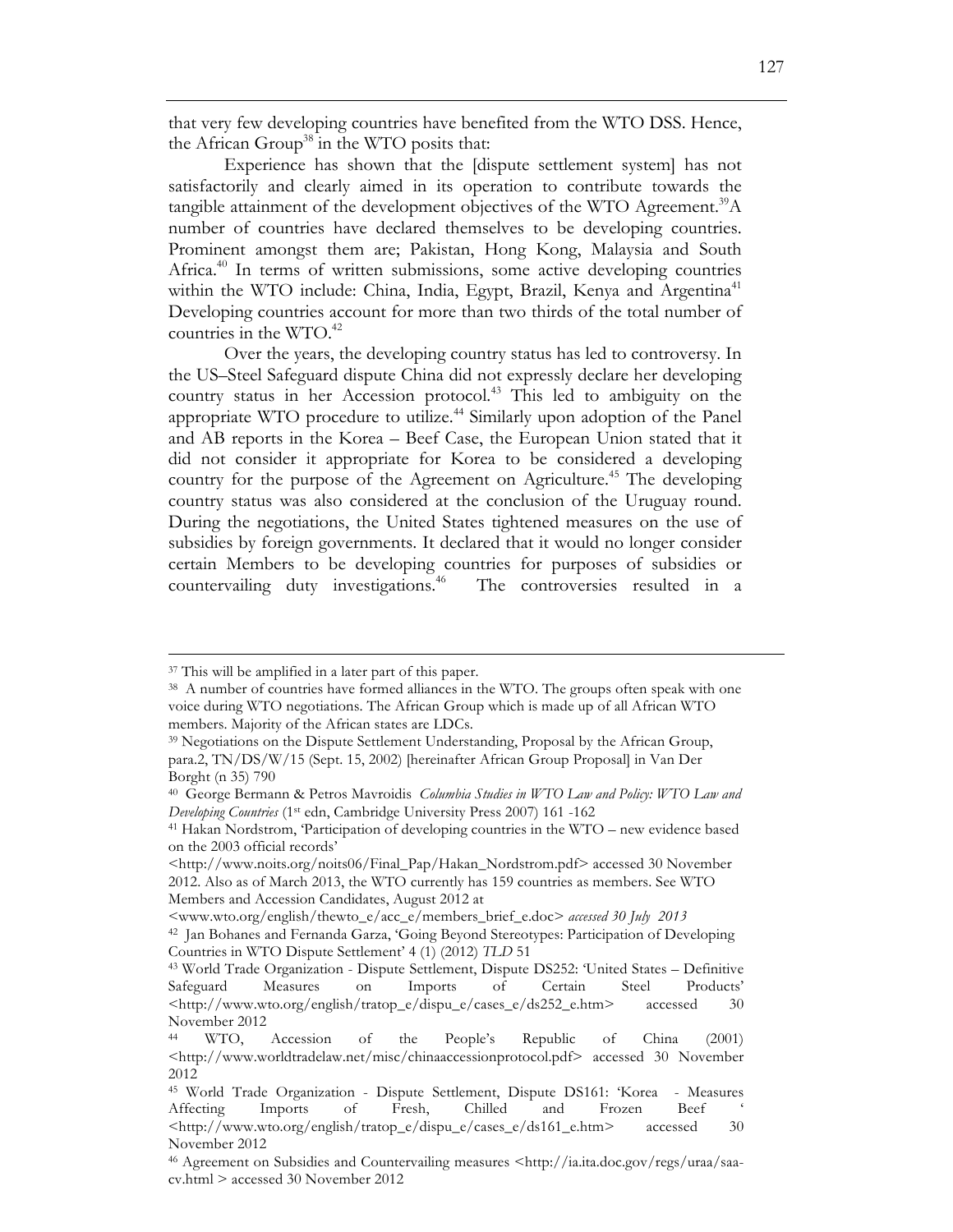that very few developing countries have benefited from the WTO DSS. Hence, the African Group[38] in the WTO posits that:

Experience has shown that the [dispute settlement system] has not satisfactorily and clearly aimed in its operation to contribute towards the tangible attainment of the development objectives of the WTO Agreement.[39]A number of countries have declared themselves to be developing countries. Prominent amongst them are; Pakistan, Hong Kong, Malaysia and South Africa.[40] In terms of written submissions, some active developing countries within the WTO include: China, India, Egypt, Brazil, Kenya and Argentina[41] Developing countries account for more than two thirds of the total number of countries in the WTO.[42]

Over the years, the developing country status has led to controversy. In the US–Steel Safeguard dispute China did not expressly declare her developing country status in her Accession protocol.[43] This led to ambiguity on the appropriate WTO procedure to utilize.[44] Similarly upon adoption of the Panel and AB reports in the Korea – Beef Case, the European Union stated that it did not consider it appropriate for Korea to be considered a developing country for the purpose of the Agreement on Agriculture.[45] The developing country status was also considered at the conclusion of the Uruguay round. During the negotiations, the United States tightened measures on the use of subsidies by foreign governments. It declared that it would no longer consider certain Members to be developing countries for purposes of subsidies or countervailing duty investigations.[46] The controversies resulted in a

---

[37] This will be amplified in a later part of this paper.

[38] A number of countries have formed alliances in the WTO. The groups often speak with one voice during WTO negotiations. The African Group which is made up of all African WTO members. Majority of the African states are LDCs.

[39] Negotiations on the Dispute Settlement Understanding, Proposal by the African Group, para.2, TN/DS/W/15 (Sept. 15, 2002) [hereinafter African Group Proposal] in Van Der Borght (n 35) 790

[40] George Bermann & Petros Mavroidis *Columbia Studies in WTO Law and Policy: WTO Law and Developing Countries* (1st edn, Cambridge University Press 2007) 161 -162

[41] Hakan Nordstrom, 'Participation of developing countries in the WTO – new evidence based on the 2003 official records' <http://www.noits.org/noits06/Final_Pap/Hakan_Nordstrom.pdf> accessed 30 November 2012. Also as of March 2013, the WTO currently has 159 countries as members. See WTO Members and Accession Candidates, August 2012 at <www.wto.org/english/thewto_e/acc_e/members_brief_e.doc> *accessed 30 July 2013*

[42] Jan Bohanes and Fernanda Garza, 'Going Beyond Stereotypes: Participation of Developing Countries in WTO Dispute Settlement' 4 (1) (2012) *TLD* 51

[43] World Trade Organization - Dispute Settlement, Dispute DS252: 'United States – Definitive Safeguard Measures on Imports of Certain Steel Products' <http://www.wto.org/english/tratop_e/dispu_e/cases_e/ds252_e.htm> accessed 30 November 2012

[44] WTO, Accession of the People's Republic of China (2001) <http://www.worldtradelaw.net/misc/chinaaccessionprotocol.pdf> accessed 30 November 2012

[45] World Trade Organization - Dispute Settlement, Dispute DS161: 'Korea - Measures Affecting Imports of Fresh, Chilled and Frozen Beef ' <http://www.wto.org/english/tratop_e/dispu_e/cases_e/ds161_e.htm> accessed 30 November 2012

[46] Agreement on Subsidies and Countervailing measures <http://ia.ita.doc.gov/regs/uraa/saa-cv.html > accessed 30 November 2012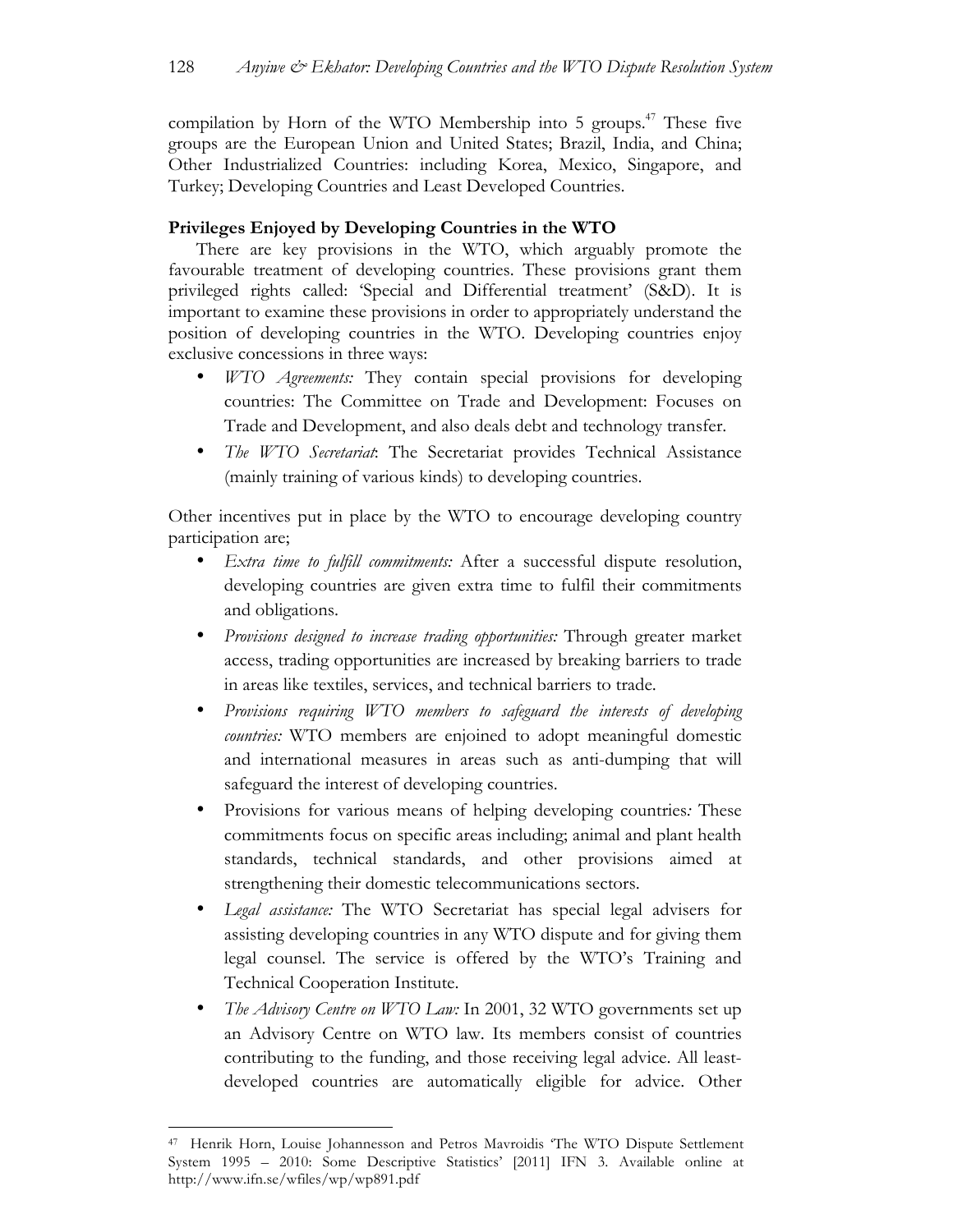compilation by Horn of the WTO Membership into 5 groups.[47] These five groups are the European Union and United States; Brazil, India, and China; Other Industrialized Countries: including Korea, Mexico, Singapore, and Turkey; Developing Countries and Least Developed Countries.

**Privileges Enjoyed by Developing Countries in the WTO**

There are key provisions in the WTO, which arguably promote the favourable treatment of developing countries. These provisions grant them privileged rights called: 'Special and Differential treatment' (S&D). It is important to examine these provisions in order to appropriately understand the position of developing countries in the WTO. Developing countries enjoy exclusive concessions in three ways:

- *WTO Agreements:* They contain special provisions for developing countries: The Committee on Trade and Development: Focuses on Trade and Development, and also deals debt and technology transfer.
- *The WTO Secretariat*: The Secretariat provides Technical Assistance (mainly training of various kinds) to developing countries.

Other incentives put in place by the WTO to encourage developing country participation are;

- *Extra time to fulfill commitments:* After a successful dispute resolution, developing countries are given extra time to fulfil their commitments and obligations.
- *Provisions designed to increase trading opportunities:* Through greater market access, trading opportunities are increased by breaking barriers to trade in areas like textiles, services, and technical barriers to trade.
- *Provisions requiring WTO members to safeguard the interests of developing countries:* WTO members are enjoined to adopt meaningful domestic and international measures in areas such as anti-dumping that will safeguard the interest of developing countries.
- Provisions for various means of helping developing countries*:* These commitments focus on specific areas including; animal and plant health standards, technical standards, and other provisions aimed at strengthening their domestic telecommunications sectors.
- *Legal assistance:* The WTO Secretariat has special legal advisers for assisting developing countries in any WTO dispute and for giving them legal counsel. The service is offered by the WTO's Training and Technical Cooperation Institute.
- *The Advisory Centre on WTO Law:* In 2001, 32 WTO governments set up an Advisory Centre on WTO law. Its members consist of countries contributing to the funding, and those receiving legal advice. All least-developed countries are automatically eligible for advice. Other

[47] Henrik Horn, Louise Johannesson and Petros Mavroidis 'The WTO Dispute Settlement System 1995 – 2010: Some Descriptive Statistics' [2011] IFN 3. Available online at http://www.ifn.se/wfiles/wp/wp891.pdf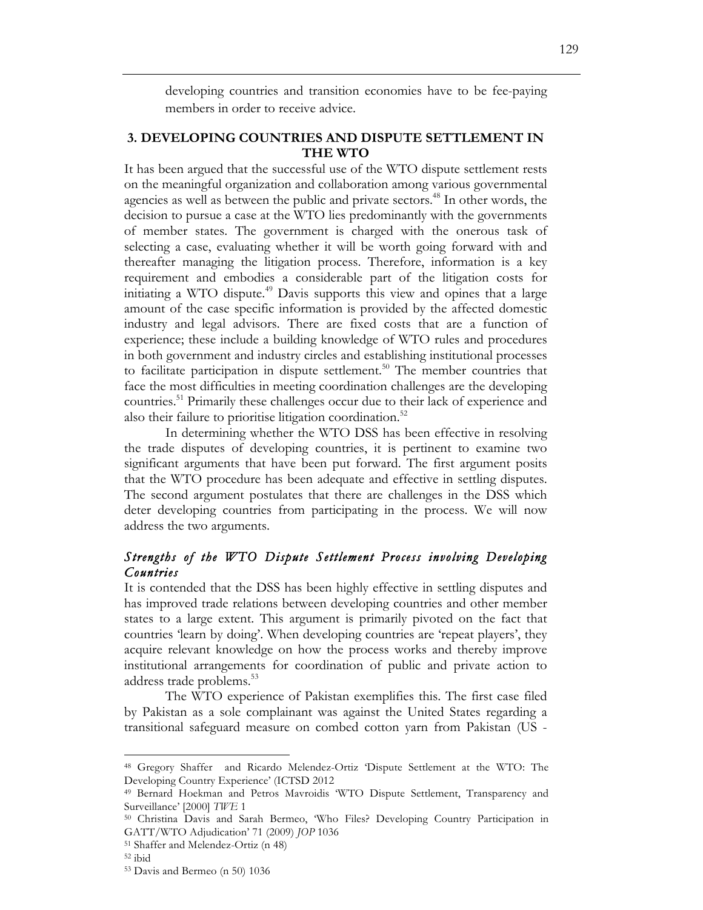developing countries and transition economies have to be fee-paying members in order to receive advice.

## 3. DEVELOPING COUNTRIES AND DISPUTE SETTLEMENT IN THE WTO

It has been argued that the successful use of the WTO dispute settlement rests on the meaningful organization and collaboration among various governmental agencies as well as between the public and private sectors.[48] In other words, the decision to pursue a case at the WTO lies predominantly with the governments of member states. The government is charged with the onerous task of selecting a case, evaluating whether it will be worth going forward with and thereafter managing the litigation process. Therefore, information is a key requirement and embodies a considerable part of the litigation costs for initiating a WTO dispute.[49] Davis supports this view and opines that a large amount of the case specific information is provided by the affected domestic industry and legal advisors. There are fixed costs that are a function of experience; these include a building knowledge of WTO rules and procedures in both government and industry circles and establishing institutional processes to facilitate participation in dispute settlement.[50] The member countries that face the most difficulties in meeting coordination challenges are the developing countries.[51] Primarily these challenges occur due to their lack of experience and also their failure to prioritise litigation coordination.[52]

In determining whether the WTO DSS has been effective in resolving the trade disputes of developing countries, it is pertinent to examine two significant arguments that have been put forward. The first argument posits that the WTO procedure has been adequate and effective in settling disputes. The second argument postulates that there are challenges in the DSS which deter developing countries from participating in the process. We will now address the two arguments.

### *Strengths of the WTO Dispute Settlement Process involving Developing Countries*

It is contended that the DSS has been highly effective in settling disputes and has improved trade relations between developing countries and other member states to a large extent. This argument is primarily pivoted on the fact that countries 'learn by doing'. When developing countries are 'repeat players', they acquire relevant knowledge on how the process works and thereby improve institutional arrangements for coordination of public and private action to address trade problems.[53]

The WTO experience of Pakistan exemplifies this. The first case filed by Pakistan as a sole complainant was against the United States regarding a transitional safeguard measure on combed cotton yarn from Pakistan (US -

---

[48] Gregory Shaffer and Ricardo Melendez-Ortiz 'Dispute Settlement at the WTO: The Developing Country Experience' (ICTSD 2012

[49] Bernard Hoekman and Petros Mavroidis 'WTO Dispute Settlement, Transparency and Surveillance' [2000] *TWE* 1

[50] Christina Davis and Sarah Bermeo, 'Who Files? Developing Country Participation in GATT/WTO Adjudication' 71 (2009) *JOP* 1036

[51] Shaffer and Melendez-Ortiz (n 48)

[52] ibid

[53] Davis and Bermeo (n 50) 1036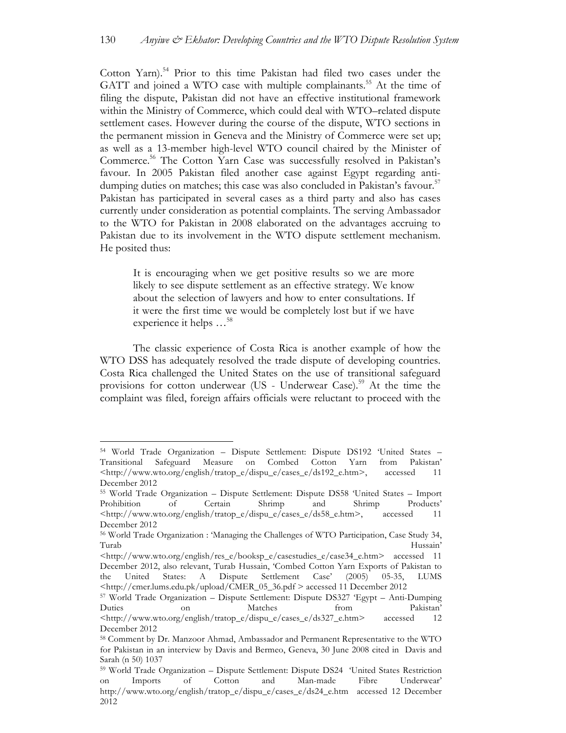Cotton Yarn).[54] Prior to this time Pakistan had filed two cases under the GATT and joined a WTO case with multiple complainants.[55] At the time of filing the dispute, Pakistan did not have an effective institutional framework within the Ministry of Commerce, which could deal with WTO–related dispute settlement cases. However during the course of the dispute, WTO sections in the permanent mission in Geneva and the Ministry of Commerce were set up; as well as a 13-member high-level WTO council chaired by the Minister of Commerce.[56] The Cotton Yarn Case was successfully resolved in Pakistan's favour. In 2005 Pakistan filed another case against Egypt regarding anti-dumping duties on matches; this case was also concluded in Pakistan's favour.[57] Pakistan has participated in several cases as a third party and also has cases currently under consideration as potential complaints. The serving Ambassador to the WTO for Pakistan in 2008 elaborated on the advantages accruing to Pakistan due to its involvement in the WTO dispute settlement mechanism. He posited thus:

> It is encouraging when we get positive results so we are more likely to see dispute settlement as an effective strategy. We know about the selection of lawyers and how to enter consultations. If it were the first time we would be completely lost but if we have experience it helps …[58]

The classic experience of Costa Rica is another example of how the WTO DSS has adequately resolved the trade dispute of developing countries. Costa Rica challenged the United States on the use of transitional safeguard provisions for cotton underwear (US - Underwear Case).[59] At the time the complaint was filed, foreign affairs officials were reluctant to proceed with the

---

[54] World Trade Organization – Dispute Settlement: Dispute DS192 'United States – Transitional Safeguard Measure on Combed Cotton Yarn from Pakistan' <http://www.wto.org/english/tratop_e/dispu_e/cases_e/ds192_e.htm>, accessed 11 December 2012

[55] World Trade Organization – Dispute Settlement: Dispute DS58 'United States – Import Prohibition of Certain Shrimp and Shrimp Products' <http://www.wto.org/english/tratop_e/dispu_e/cases_e/ds58_e.htm>, accessed 11 December 2012

[56] World Trade Organization : 'Managing the Challenges of WTO Participation, Case Study 34, Turab Hussain' <http://www.wto.org/english/res_e/booksp_e/casestudies_e/case34_e.htm> accessed 11 December 2012, also relevant, Turab Hussain, 'Combed Cotton Yarn Exports of Pakistan to the United States: A Dispute Settlement Case' (2005) 05-35, LUMS <http://cmer.lums.edu.pk/upload/CMER_05_36.pdf > accessed 11 December 2012

[57] World Trade Organization – Dispute Settlement: Dispute DS327 'Egypt – Anti-Dumping Duties on Matches from Pakistan' <http://www.wto.org/english/tratop_e/dispu_e/cases_e/ds327_e.htm> accessed 12 December 2012

[58] Comment by Dr. Manzoor Ahmad, Ambassador and Permanent Representative to the WTO for Pakistan in an interview by Davis and Bermeo, Geneva, 30 June 2008 cited in Davis and Sarah (n 50) 1037

[59] World Trade Organization – Dispute Settlement: Dispute DS24 'United States Restriction on Imports of Cotton and Man-made Fibre Underwear' http://www.wto.org/english/tratop_e/dispu_e/cases_e/ds24_e.htm accessed 12 December 2012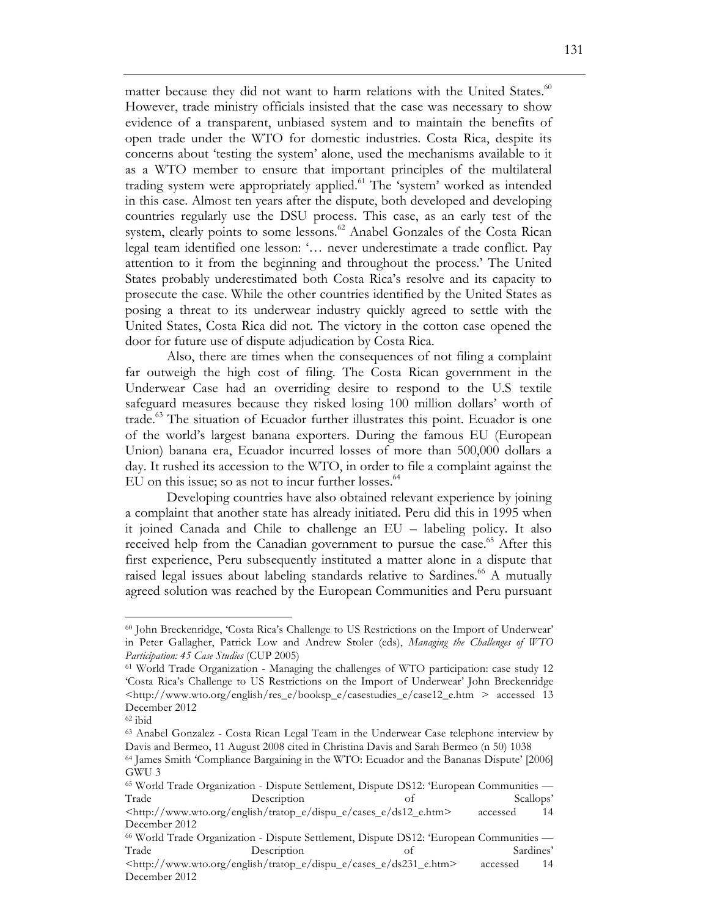matter because they did not want to harm relations with the United States.[60] However, trade ministry officials insisted that the case was necessary to show evidence of a transparent, unbiased system and to maintain the benefits of open trade under the WTO for domestic industries. Costa Rica, despite its concerns about 'testing the system' alone, used the mechanisms available to it as a WTO member to ensure that important principles of the multilateral trading system were appropriately applied.[61] The 'system' worked as intended in this case. Almost ten years after the dispute, both developed and developing countries regularly use the DSU process. This case, as an early test of the system, clearly points to some lessons.[62] Anabel Gonzales of the Costa Rican legal team identified one lesson: '… never underestimate a trade conflict. Pay attention to it from the beginning and throughout the process.' The United States probably underestimated both Costa Rica's resolve and its capacity to prosecute the case. While the other countries identified by the United States as posing a threat to its underwear industry quickly agreed to settle with the United States, Costa Rica did not. The victory in the cotton case opened the door for future use of dispute adjudication by Costa Rica.

Also, there are times when the consequences of not filing a complaint far outweigh the high cost of filing. The Costa Rican government in the Underwear Case had an overriding desire to respond to the U.S textile safeguard measures because they risked losing 100 million dollars' worth of trade.[63] The situation of Ecuador further illustrates this point. Ecuador is one of the world's largest banana exporters. During the famous EU (European Union) banana era, Ecuador incurred losses of more than 500,000 dollars a day. It rushed its accession to the WTO, in order to file a complaint against the EU on this issue; so as not to incur further losses.[64]

Developing countries have also obtained relevant experience by joining a complaint that another state has already initiated. Peru did this in 1995 when it joined Canada and Chile to challenge an EU – labeling policy. It also received help from the Canadian government to pursue the case.[65] After this first experience, Peru subsequently instituted a matter alone in a dispute that raised legal issues about labeling standards relative to Sardines.[66] A mutually agreed solution was reached by the European Communities and Peru pursuant

---

[60] John Breckenridge, 'Costa Rica's Challenge to US Restrictions on the Import of Underwear' in Peter Gallagher, Patrick Low and Andrew Stoler (eds), *Managing the Challenges of WTO Participation: 45 Case Studies* (CUP 2005)

[61] World Trade Organization - Managing the challenges of WTO participation: case study 12 'Costa Rica's Challenge to US Restrictions on the Import of Underwear' John Breckenridge <http://www.wto.org/english/res_e/booksp_e/casestudies_e/case12_e.htm > accessed 13 December 2012

[62] ibid

[63] Anabel Gonzalez - Costa Rican Legal Team in the Underwear Case telephone interview by Davis and Bermeo, 11 August 2008 cited in Christina Davis and Sarah Bermeo (n 50) 1038

[64] James Smith 'Compliance Bargaining in the WTO: Ecuador and the Bananas Dispute' [2006] GWU 3

[65] World Trade Organization - Dispute Settlement, Dispute DS12: 'European Communities — Trade Description of Scallops' <http://www.wto.org/english/tratop_e/dispu_e/cases_e/ds12_e.htm> accessed 14 December 2012

[66] World Trade Organization - Dispute Settlement, Dispute DS12: 'European Communities — Trade Description of Sardines' <http://www.wto.org/english/tratop_e/dispu_e/cases_e/ds231_e.htm> accessed 14 December 2012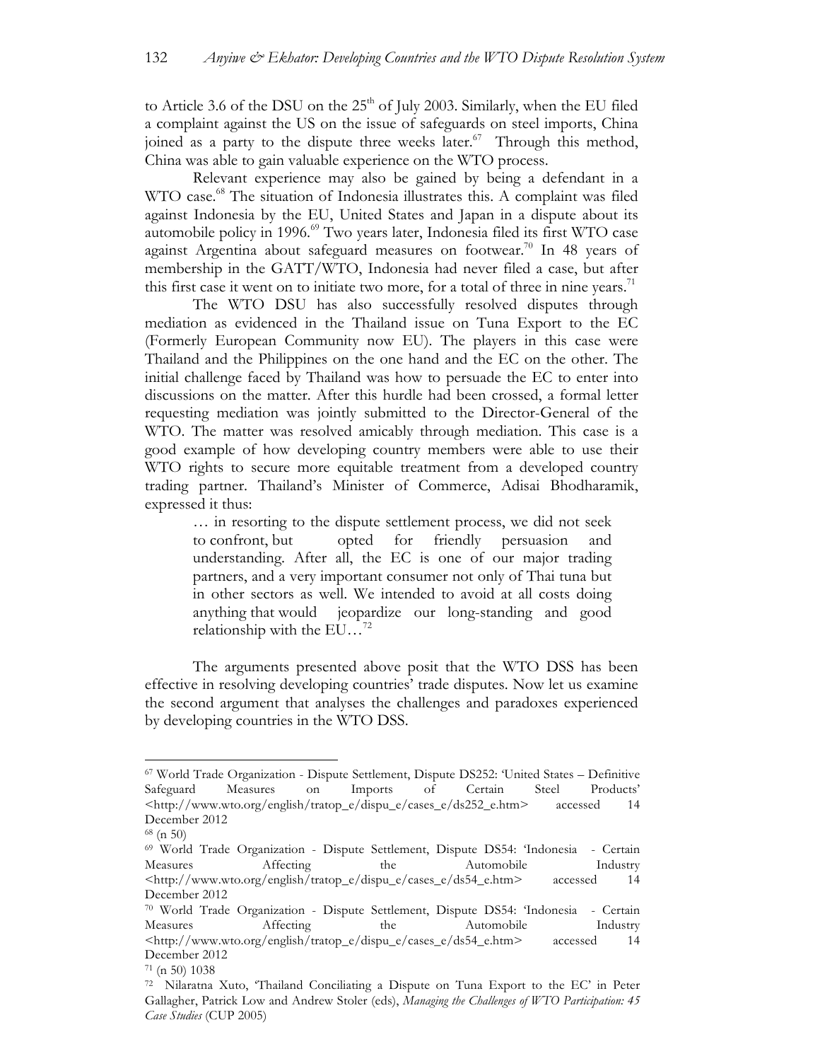to Article 3.6 of the DSU on the 25th of July 2003. Similarly, when the EU filed a complaint against the US on the issue of safeguards on steel imports, China joined as a party to the dispute three weeks later.[67] Through this method, China was able to gain valuable experience on the WTO process.

Relevant experience may also be gained by being a defendant in a WTO case.[68] The situation of Indonesia illustrates this. A complaint was filed against Indonesia by the EU, United States and Japan in a dispute about its automobile policy in 1996.[69] Two years later, Indonesia filed its first WTO case against Argentina about safeguard measures on footwear.[70] In 48 years of membership in the GATT/WTO, Indonesia had never filed a case, but after this first case it went on to initiate two more, for a total of three in nine years.[71]

The WTO DSU has also successfully resolved disputes through mediation as evidenced in the Thailand issue on Tuna Export to the EC (Formerly European Community now EU). The players in this case were Thailand and the Philippines on the one hand and the EC on the other. The initial challenge faced by Thailand was how to persuade the EC to enter into discussions on the matter. After this hurdle had been crossed, a formal letter requesting mediation was jointly submitted to the Director-General of the WTO. The matter was resolved amicably through mediation. This case is a good example of how developing country members were able to use their WTO rights to secure more equitable treatment from a developed country trading partner. Thailand's Minister of Commerce, Adisai Bhodharamik, expressed it thus:

> … in resorting to the dispute settlement process, we did not seek to confront, but opted for friendly persuasion and understanding. After all, the EC is one of our major trading partners, and a very important consumer not only of Thai tuna but in other sectors as well. We intended to avoid at all costs doing anything that would jeopardize our long-standing and good relationship with the EU…[72]

The arguments presented above posit that the WTO DSS has been effective in resolving developing countries' trade disputes. Now let us examine the second argument that analyses the challenges and paradoxes experienced by developing countries in the WTO DSS.

---

[67] World Trade Organization - Dispute Settlement, Dispute DS252: 'United States – Definitive Safeguard Measures on Imports of Certain Steel Products' <http://www.wto.org/english/tratop_e/dispu_e/cases_e/ds252_e.htm> accessed 14 December 2012

[68] (n 50)

[69] World Trade Organization - Dispute Settlement, Dispute DS54: 'Indonesia - Certain Measures Affecting the Automobile Industry <http://www.wto.org/english/tratop_e/dispu_e/cases_e/ds54_e.htm> accessed 14 December 2012

[70] World Trade Organization - Dispute Settlement, Dispute DS54: 'Indonesia - Certain Measures Affecting the Automobile Industry <http://www.wto.org/english/tratop_e/dispu_e/cases_e/ds54_e.htm> accessed 14 December 2012

[71] (n 50) 1038

[72] Nilaratna Xuto, 'Thailand Conciliating a Dispute on Tuna Export to the EC' in Peter Gallagher, Patrick Low and Andrew Stoler (eds), *Managing the Challenges of WTO Participation: 45 Case Studies* (CUP 2005)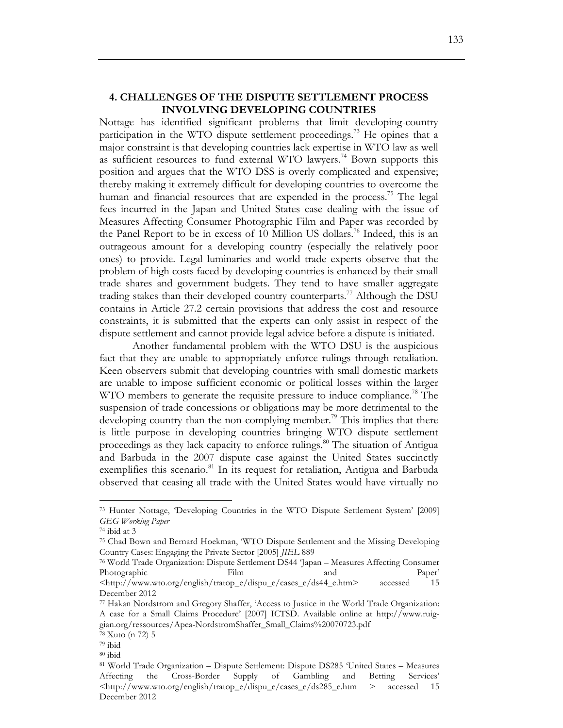## 4. CHALLENGES OF THE DISPUTE SETTLEMENT PROCESS INVOLVING DEVELOPING COUNTRIES

Nottage has identified significant problems that limit developing-country participation in the WTO dispute settlement proceedings.[73] He opines that a major constraint is that developing countries lack expertise in WTO law as well as sufficient resources to fund external WTO lawyers.[74] Bown supports this position and argues that the WTO DSS is overly complicated and expensive; thereby making it extremely difficult for developing countries to overcome the human and financial resources that are expended in the process.[75] The legal fees incurred in the Japan and United States case dealing with the issue of Measures Affecting Consumer Photographic Film and Paper was recorded by the Panel Report to be in excess of 10 Million US dollars.[76] Indeed, this is an outrageous amount for a developing country (especially the relatively poor ones) to provide. Legal luminaries and world trade experts observe that the problem of high costs faced by developing countries is enhanced by their small trade shares and government budgets. They tend to have smaller aggregate trading stakes than their developed country counterparts.[77] Although the DSU contains in Article 27.2 certain provisions that address the cost and resource constraints, it is submitted that the experts can only assist in respect of the dispute settlement and cannot provide legal advice before a dispute is initiated.

Another fundamental problem with the WTO DSU is the auspicious fact that they are unable to appropriately enforce rulings through retaliation. Keen observers submit that developing countries with small domestic markets are unable to impose sufficient economic or political losses within the larger WTO members to generate the requisite pressure to induce compliance.[78] The suspension of trade concessions or obligations may be more detrimental to the developing country than the non-complying member.[79] This implies that there is little purpose in developing countries bringing WTO dispute settlement proceedings as they lack capacity to enforce rulings.[80] The situation of Antigua and Barbuda in the 2007 dispute case against the United States succinctly exemplifies this scenario.[81] In its request for retaliation, Antigua and Barbuda observed that ceasing all trade with the United States would have virtually no

---

[73] Hunter Nottage, 'Developing Countries in the WTO Dispute Settlement System' [2009] *GEG Working Paper*

[74] ibid at 3

[75] Chad Bown and Bernard Hoekman, 'WTO Dispute Settlement and the Missing Developing Country Cases: Engaging the Private Sector [2005] *JIEL* 889

[76] World Trade Organization: Dispute Settlement DS44 'Japan – Measures Affecting Consumer Photographic Film and Paper' <http://www.wto.org/english/tratop_e/dispu_e/cases_e/ds44_e.htm> accessed 15 December 2012

[77] Hakan Nordstrom and Gregory Shaffer, 'Access to Justice in the World Trade Organization: A case for a Small Claims Procedure' [2007] ICTSD. Available online at http://www.ruig-gian.org/ressources/Apea-NordstromShaffer_Small_Claims%20070723.pdf

[78] Xuto (n 72) 5

[79] ibid

[80] ibid

[81] World Trade Organization – Dispute Settlement: Dispute DS285 'United States – Measures Affecting the Cross-Border Supply of Gambling and Betting Services' <http://www.wto.org/english/tratop_e/dispu_e/cases_e/ds285_e.htm > accessed 15 December 2012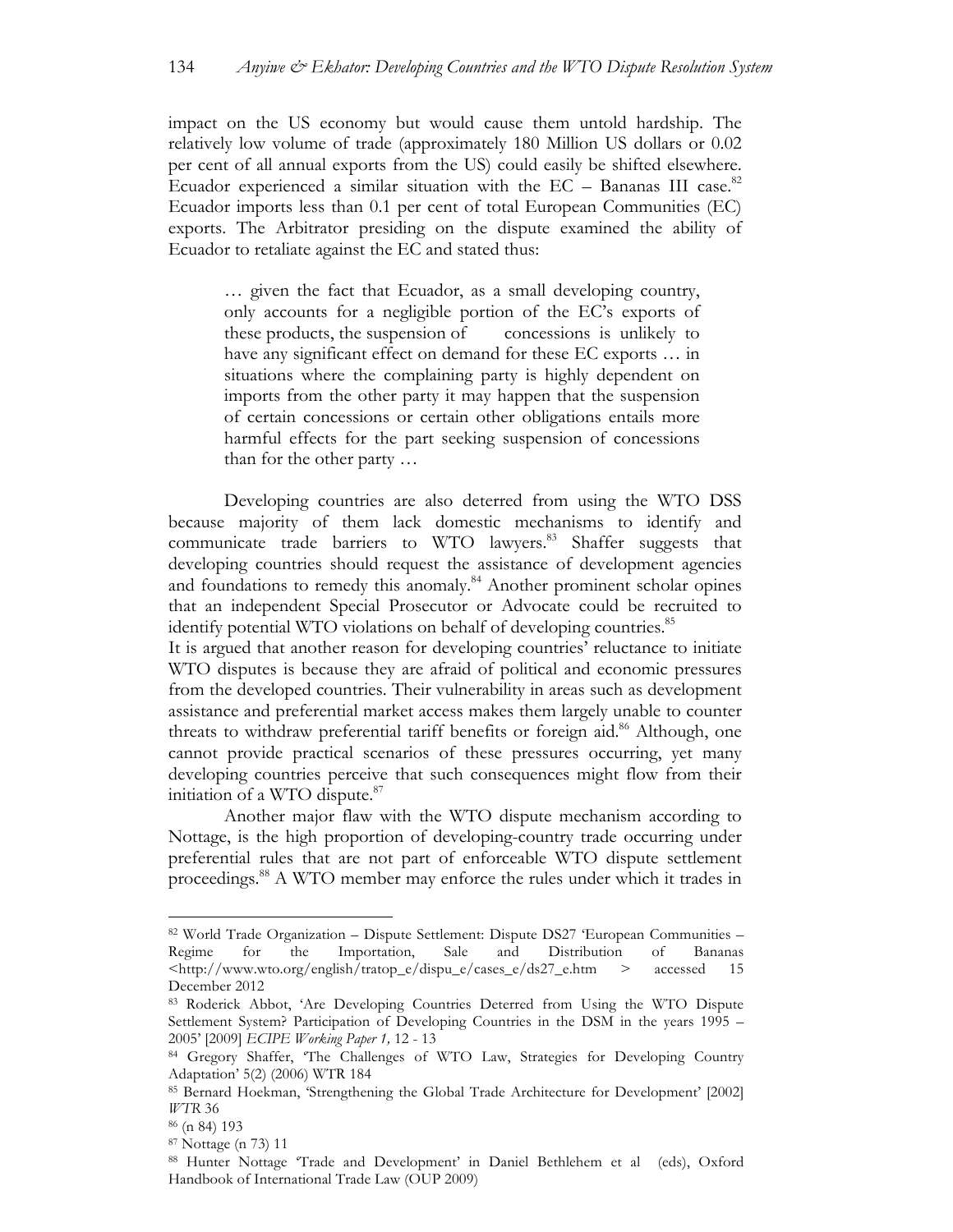impact on the US economy but would cause them untold hardship. The relatively low volume of trade (approximately 180 Million US dollars or 0.02 per cent of all annual exports from the US) could easily be shifted elsewhere. Ecuador experienced a similar situation with the EC – Bananas III case.[82] Ecuador imports less than 0.1 per cent of total European Communities (EC) exports. The Arbitrator presiding on the dispute examined the ability of Ecuador to retaliate against the EC and stated thus:

> … given the fact that Ecuador, as a small developing country, only accounts for a negligible portion of the EC's exports of these products, the suspension of concessions is unlikely to have any significant effect on demand for these EC exports … in situations where the complaining party is highly dependent on imports from the other party it may happen that the suspension of certain concessions or certain other obligations entails more harmful effects for the part seeking suspension of concessions than for the other party …

Developing countries are also deterred from using the WTO DSS because majority of them lack domestic mechanisms to identify and communicate trade barriers to WTO lawyers.[83] Shaffer suggests that developing countries should request the assistance of development agencies and foundations to remedy this anomaly.[84] Another prominent scholar opines that an independent Special Prosecutor or Advocate could be recruited to identify potential WTO violations on behalf of developing countries.[85]

It is argued that another reason for developing countries' reluctance to initiate WTO disputes is because they are afraid of political and economic pressures from the developed countries. Their vulnerability in areas such as development assistance and preferential market access makes them largely unable to counter threats to withdraw preferential tariff benefits or foreign aid.[86] Although, one cannot provide practical scenarios of these pressures occurring, yet many developing countries perceive that such consequences might flow from their initiation of a WTO dispute.[87]

Another major flaw with the WTO dispute mechanism according to Nottage, is the high proportion of developing-country trade occurring under preferential rules that are not part of enforceable WTO dispute settlement proceedings.[88] A WTO member may enforce the rules under which it trades in

---

[82] World Trade Organization – Dispute Settlement: Dispute DS27 'European Communities – Regime for the Importation, Sale and Distribution of Bananas <http://www.wto.org/english/tratop_e/dispu_e/cases_e/ds27_e.htm > accessed 15 December 2012

[83] Roderick Abbot, 'Are Developing Countries Deterred from Using the WTO Dispute Settlement System? Participation of Developing Countries in the DSM in the years 1995 – 2005' [2009] *ECIPE Working Paper 1,* 12 - 13

[84] Gregory Shaffer, 'The Challenges of WTO Law, Strategies for Developing Country Adaptation' 5(2) (2006) WTR 184

[85] Bernard Hoekman, 'Strengthening the Global Trade Architecture for Development' [2002] *WTR* 36

[86] (n 84) 193

[87] Nottage (n 73) 11

[88] Hunter Nottage 'Trade and Development' in Daniel Bethlehem et al (eds), Oxford Handbook of International Trade Law (OUP 2009)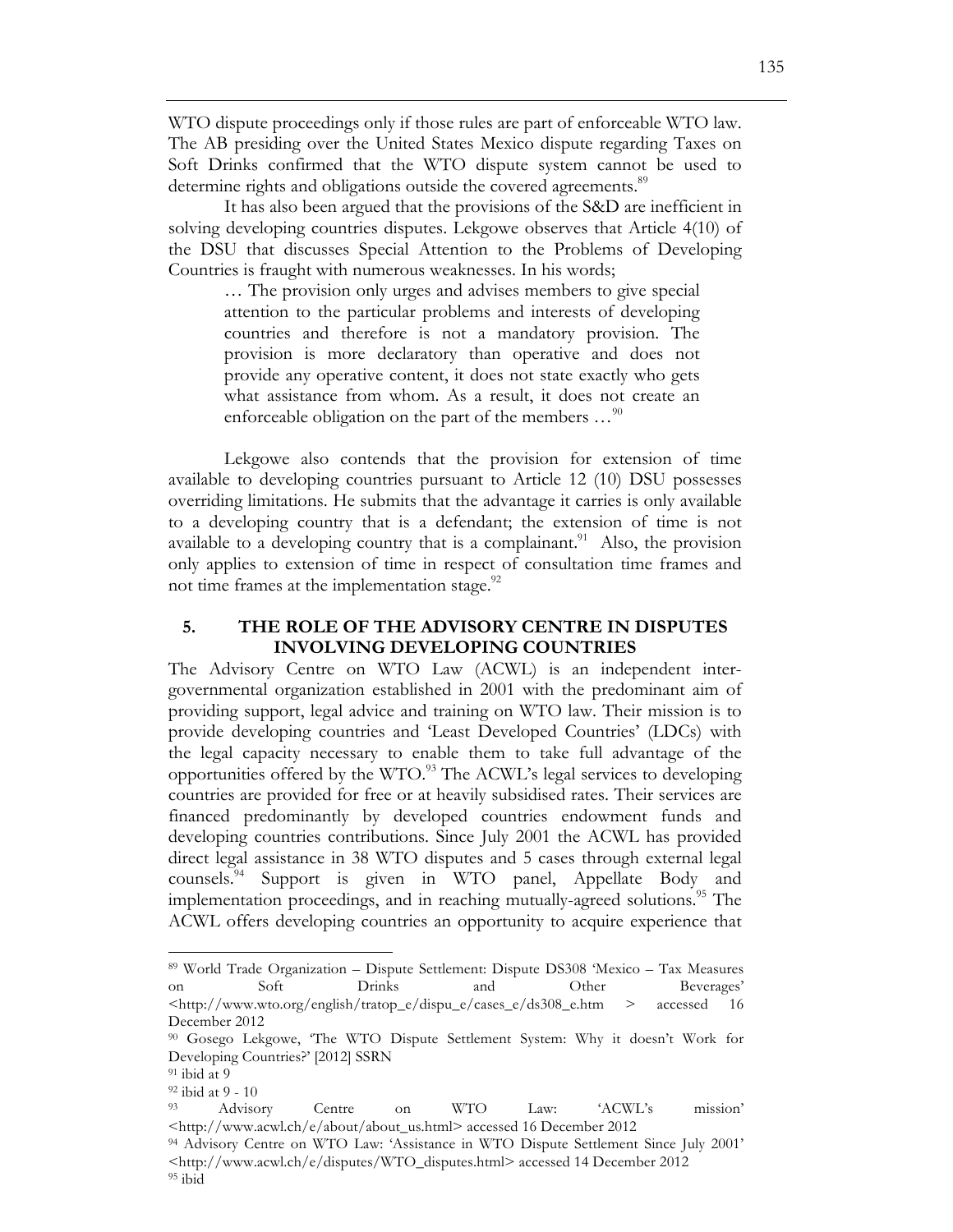WTO dispute proceedings only if those rules are part of enforceable WTO law. The AB presiding over the United States Mexico dispute regarding Taxes on Soft Drinks confirmed that the WTO dispute system cannot be used to determine rights and obligations outside the covered agreements.[89]

It has also been argued that the provisions of the S&D are inefficient in solving developing countries disputes. Lekgowe observes that Article 4(10) of the DSU that discusses Special Attention to the Problems of Developing Countries is fraught with numerous weaknesses. In his words;

> … The provision only urges and advises members to give special attention to the particular problems and interests of developing countries and therefore is not a mandatory provision. The provision is more declaratory than operative and does not provide any operative content, it does not state exactly who gets what assistance from whom. As a result, it does not create an enforceable obligation on the part of the members …[90]

Lekgowe also contends that the provision for extension of time available to developing countries pursuant to Article 12 (10) DSU possesses overriding limitations. He submits that the advantage it carries is only available to a developing country that is a defendant; the extension of time is not available to a developing country that is a complainant.[91] Also, the provision only applies to extension of time in respect of consultation time frames and not time frames at the implementation stage.[92]

## 5. THE ROLE OF THE ADVISORY CENTRE IN DISPUTES INVOLVING DEVELOPING COUNTRIES

The Advisory Centre on WTO Law (ACWL) is an independent inter-governmental organization established in 2001 with the predominant aim of providing support, legal advice and training on WTO law. Their mission is to provide developing countries and 'Least Developed Countries' (LDCs) with the legal capacity necessary to enable them to take full advantage of the opportunities offered by the WTO.[93] The ACWL's legal services to developing countries are provided for free or at heavily subsidised rates. Their services are financed predominantly by developed countries endowment funds and developing countries contributions. Since July 2001 the ACWL has provided direct legal assistance in 38 WTO disputes and 5 cases through external legal counsels.[94] Support is given in WTO panel, Appellate Body and implementation proceedings, and in reaching mutually-agreed solutions.[95] The ACWL offers developing countries an opportunity to acquire experience that

---

[89] World Trade Organization – Dispute Settlement: Dispute DS308 'Mexico – Tax Measures on Soft Drinks and Other Beverages' <http://www.wto.org/english/tratop_e/dispu_e/cases_e/ds308_e.htm > accessed 16 December 2012

[90] Gosego Lekgowe, 'The WTO Dispute Settlement System: Why it doesn't Work for Developing Countries?' [2012] SSRN

[91] ibid at 9

[92] ibid at 9 - 10

[93] Advisory Centre on WTO Law: 'ACWL's mission' <http://www.acwl.ch/e/about/about_us.html> accessed 16 December 2012

[94] Advisory Centre on WTO Law: 'Assistance in WTO Dispute Settlement Since July 2001' <http://www.acwl.ch/e/disputes/WTO_disputes.html> accessed 14 December 2012

[95] ibid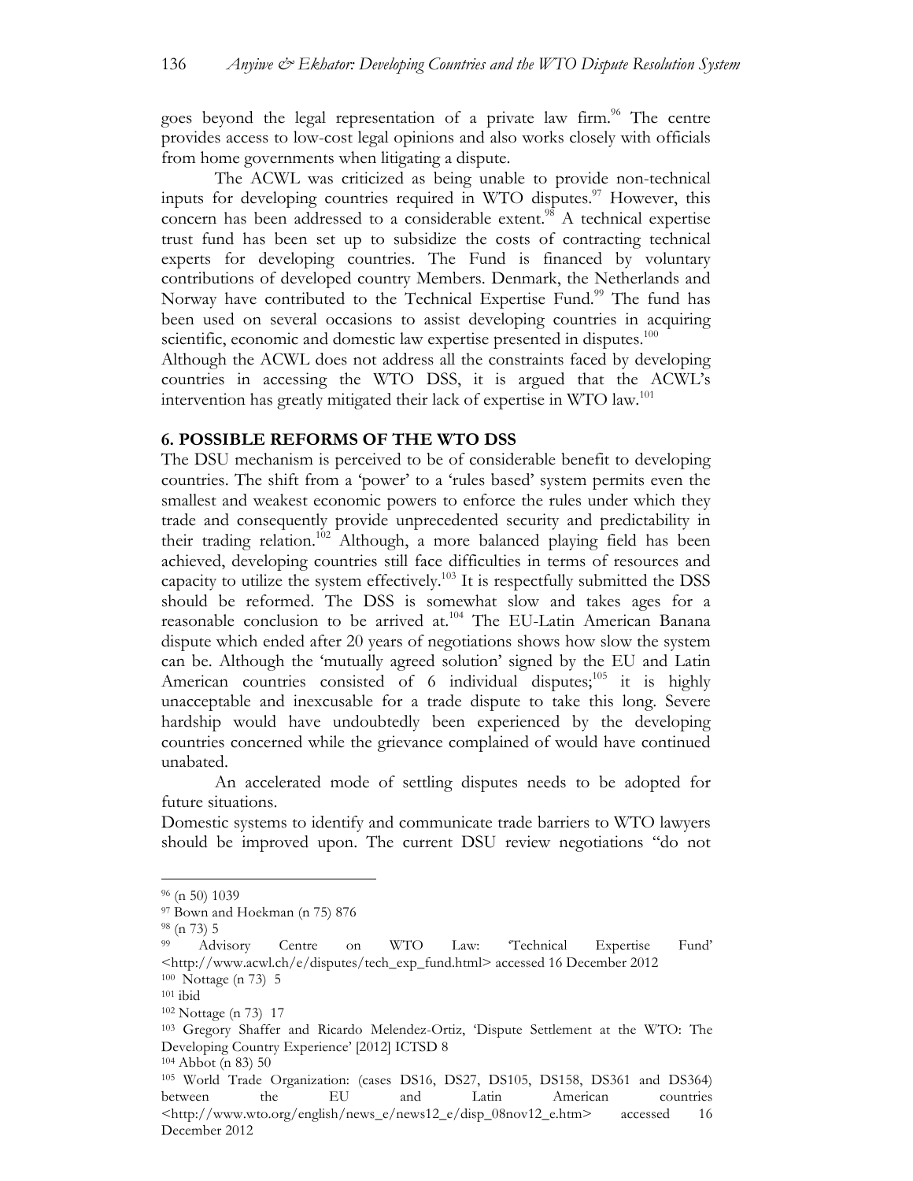goes beyond the legal representation of a private law firm.[96] The centre provides access to low-cost legal opinions and also works closely with officials from home governments when litigating a dispute.

The ACWL was criticized as being unable to provide non-technical inputs for developing countries required in WTO disputes.[97] However, this concern has been addressed to a considerable extent.[98] A technical expertise trust fund has been set up to subsidize the costs of contracting technical experts for developing countries. The Fund is financed by voluntary contributions of developed country Members. Denmark, the Netherlands and Norway have contributed to the Technical Expertise Fund.[99] The fund has been used on several occasions to assist developing countries in acquiring scientific, economic and domestic law expertise presented in disputes.[100]

Although the ACWL does not address all the constraints faced by developing countries in accessing the WTO DSS, it is argued that the ACWL's intervention has greatly mitigated their lack of expertise in WTO law.[101]

## 6. POSSIBLE REFORMS OF THE WTO DSS

The DSU mechanism is perceived to be of considerable benefit to developing countries. The shift from a 'power' to a 'rules based' system permits even the smallest and weakest economic powers to enforce the rules under which they trade and consequently provide unprecedented security and predictability in their trading relation.[102] Although, a more balanced playing field has been achieved, developing countries still face difficulties in terms of resources and capacity to utilize the system effectively.[103] It is respectfully submitted the DSS should be reformed. The DSS is somewhat slow and takes ages for a reasonable conclusion to be arrived at.[104] The EU-Latin American Banana dispute which ended after 20 years of negotiations shows how slow the system can be. Although the 'mutually agreed solution' signed by the EU and Latin American countries consisted of 6 individual disputes;[105] it is highly unacceptable and inexcusable for a trade dispute to take this long. Severe hardship would have undoubtedly been experienced by the developing countries concerned while the grievance complained of would have continued unabated.

An accelerated mode of settling disputes needs to be adopted for future situations.

Domestic systems to identify and communicate trade barriers to WTO lawyers should be improved upon. The current DSU review negotiations "do not

---

[96] (n 50) 1039

[97] Bown and Hoekman (n 75) 876

[98] (n 73) 5

[99] Advisory Centre on WTO Law: 'Technical Expertise Fund' <http://www.acwl.ch/e/disputes/tech_exp_fund.html> accessed 16 December 2012

[100] Nottage (n 73) 5

[101] ibid

[102] Nottage (n 73) 17

[103] Gregory Shaffer and Ricardo Melendez-Ortiz, 'Dispute Settlement at the WTO: The Developing Country Experience' [2012] ICTSD 8

[104] Abbot (n 83) 50

[105] World Trade Organization: (cases DS16, DS27, DS105, DS158, DS361 and DS364) between the EU and Latin American countries <http://www.wto.org/english/news_e/news12_e/disp_08nov12_e.htm> accessed 16 December 2012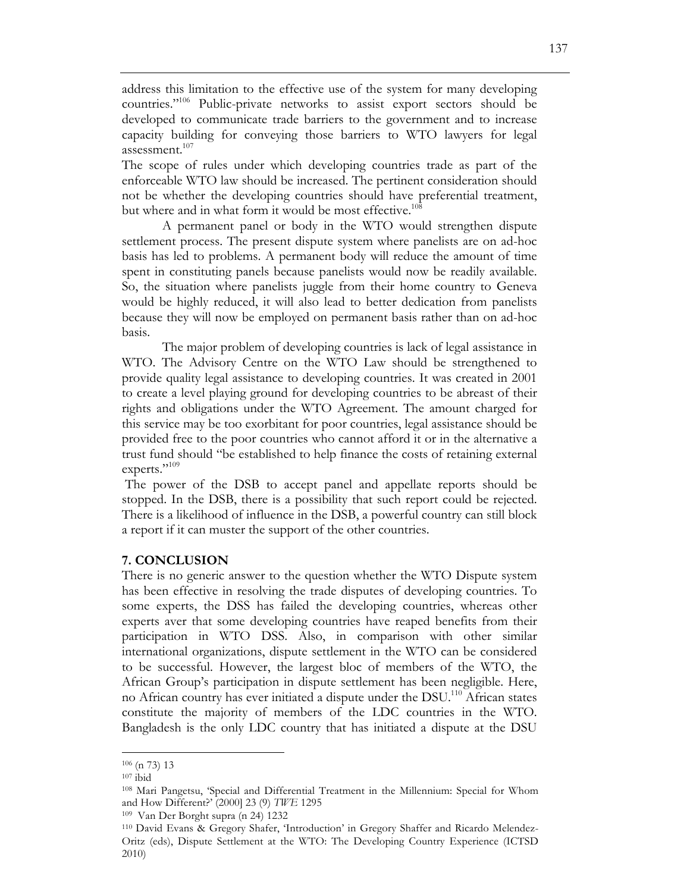address this limitation to the effective use of the system for many developing countries."[106] Public-private networks to assist export sectors should be developed to communicate trade barriers to the government and to increase capacity building for conveying those barriers to WTO lawyers for legal assessment.[107]

The scope of rules under which developing countries trade as part of the enforceable WTO law should be increased. The pertinent consideration should not be whether the developing countries should have preferential treatment, but where and in what form it would be most effective.[108]

A permanent panel or body in the WTO would strengthen dispute settlement process. The present dispute system where panelists are on ad-hoc basis has led to problems. A permanent body will reduce the amount of time spent in constituting panels because panelists would now be readily available. So, the situation where panelists juggle from their home country to Geneva would be highly reduced, it will also lead to better dedication from panelists because they will now be employed on permanent basis rather than on ad-hoc basis.

The major problem of developing countries is lack of legal assistance in WTO. The Advisory Centre on the WTO Law should be strengthened to provide quality legal assistance to developing countries. It was created in 2001 to create a level playing ground for developing countries to be abreast of their rights and obligations under the WTO Agreement. The amount charged for this service may be too exorbitant for poor countries, legal assistance should be provided free to the poor countries who cannot afford it or in the alternative a trust fund should "be established to help finance the costs of retaining external experts."[109]

The power of the DSB to accept panel and appellate reports should be stopped. In the DSB, there is a possibility that such report could be rejected. There is a likelihood of influence in the DSB, a powerful country can still block a report if it can muster the support of the other countries.

## 7. CONCLUSION

There is no generic answer to the question whether the WTO Dispute system has been effective in resolving the trade disputes of developing countries. To some experts, the DSS has failed the developing countries, whereas other experts aver that some developing countries have reaped benefits from their participation in WTO DSS. Also, in comparison with other similar international organizations, dispute settlement in the WTO can be considered to be successful. However, the largest bloc of members of the WTO, the African Group's participation in dispute settlement has been negligible. Here, no African country has ever initiated a dispute under the DSU.[110] African states constitute the majority of members of the LDC countries in the WTO. Bangladesh is the only LDC country that has initiated a dispute at the DSU

---

[106] (n 73) 13

[107] ibid

[108] Mari Pangetsu, 'Special and Differential Treatment in the Millennium: Special for Whom and How Different?' (2000] 23 (9) *TWE* 1295

[109] Van Der Borght supra (n 24) 1232

[110] David Evans & Gregory Shafer, 'Introduction' in Gregory Shaffer and Ricardo Melendez-Oritz (eds), Dispute Settlement at the WTO: The Developing Country Experience (ICTSD 2010)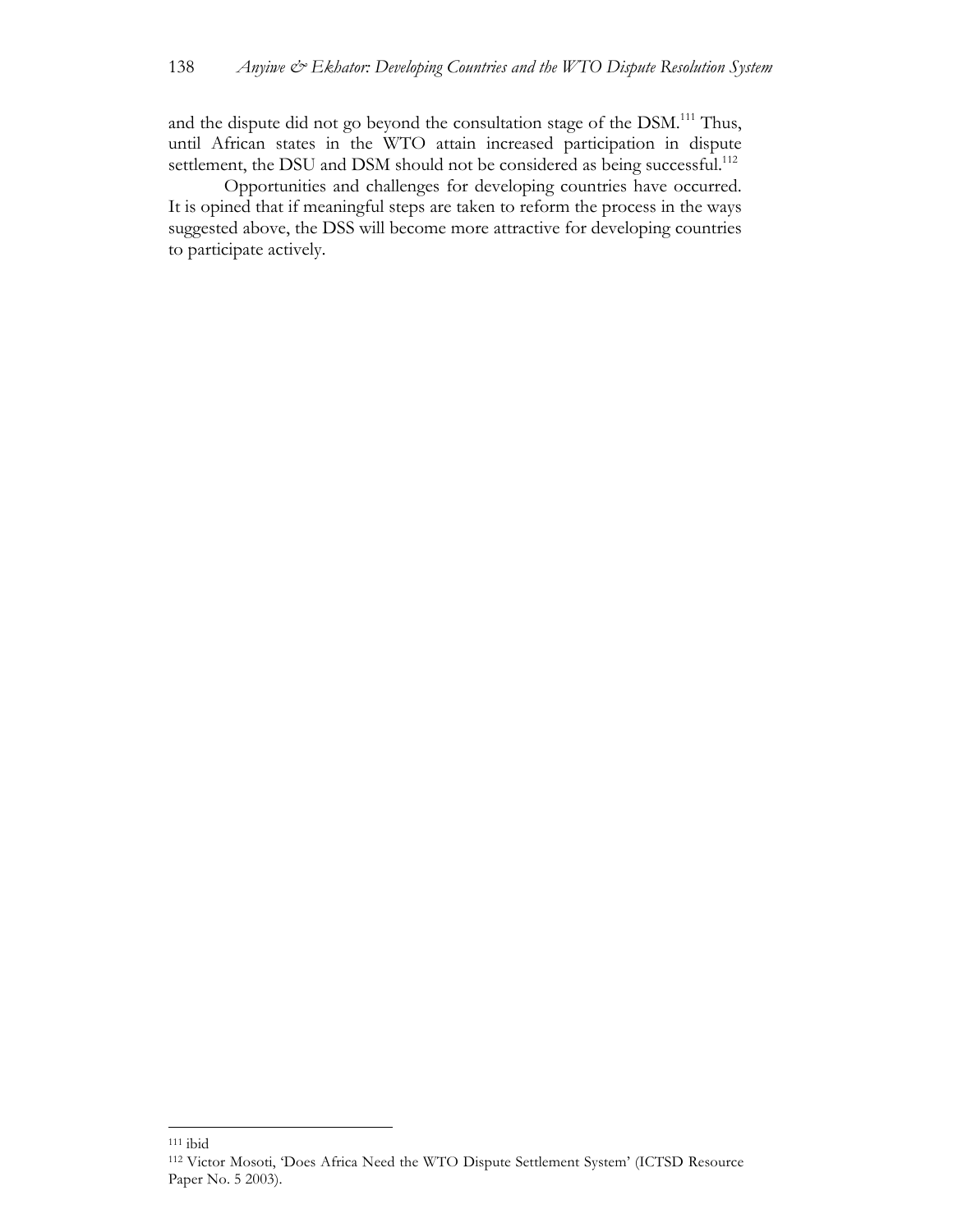and the dispute did not go beyond the consultation stage of the DSM.[111] Thus, until African states in the WTO attain increased participation in dispute settlement, the DSU and DSM should not be considered as being successful.[112]

Opportunities and challenges for developing countries have occurred. It is opined that if meaningful steps are taken to reform the process in the ways suggested above, the DSS will become more attractive for developing countries to participate actively.

---

[111] ibid

[112] Victor Mosoti, 'Does Africa Need the WTO Dispute Settlement System' (ICTSD Resource Paper No. 5 2003).